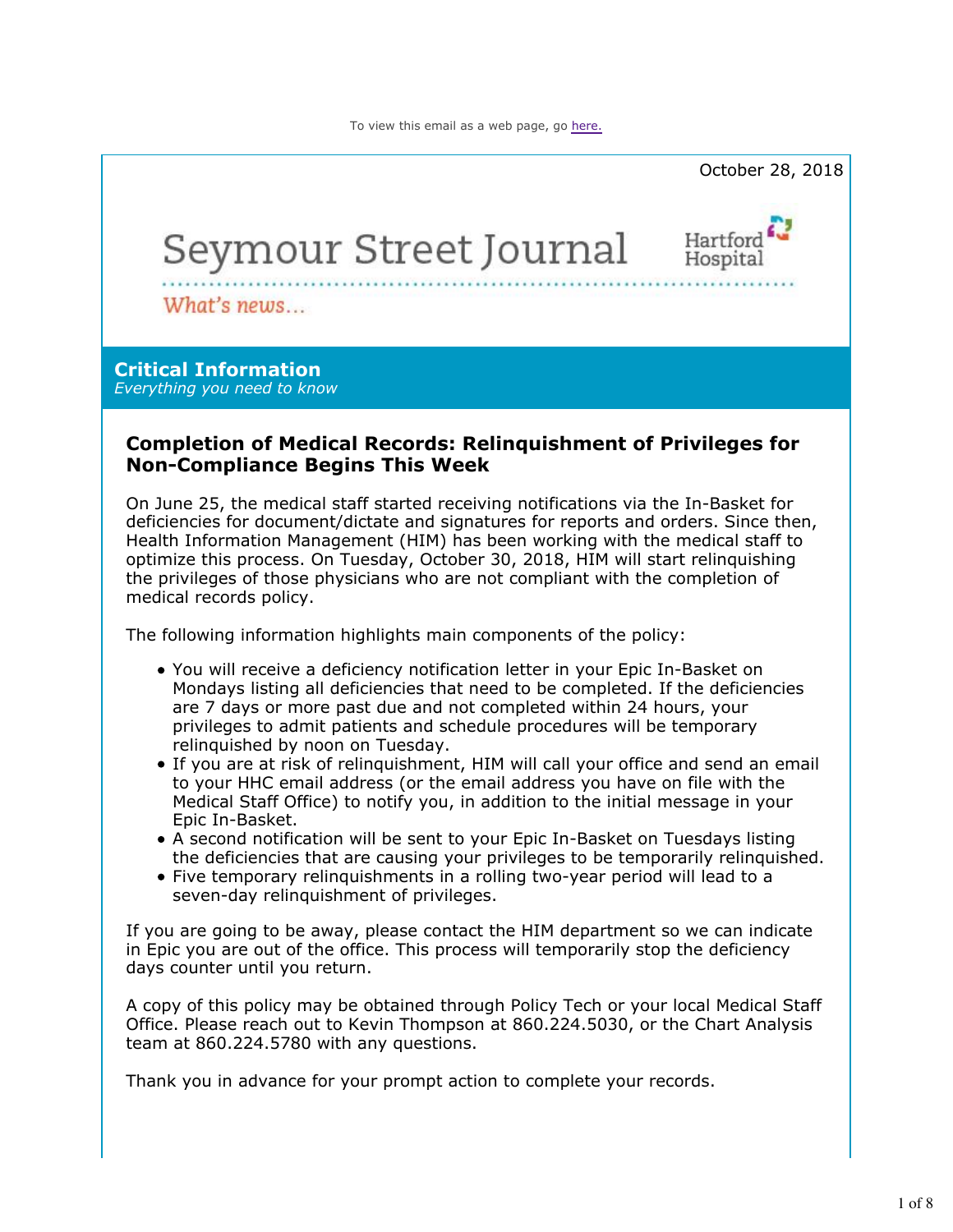To view this email as a web page, go here.

October 28, 2018

# Seymour Street Journal

Hartford Hospital

*What's news...*

## Critical Information

*Everything you need to know*

### Completion of Medical Records: Relinquishment of Privileges for Non-Compliance Begins This Week

On June 25, the medical staff started receiving notifications via the In-Basket for deficiencies for document/dictate and signatures for reports and orders. Since then, Health Information Management (HIM) has been working with the medical staff to optimize this process. On Tuesday, October 30, 2018, HIM will start relinquishing the privileges of those physicians who are not compliant with the completion of medical records policy.

The following information highlights main components of the policy:

- You will receive a deficiency notification letter in your Epic In-Basket on Mondays listing all deficiencies that need to be completed. If the deficiencies are 7 days or more past due and not completed within 24 hours, your privileges to admit patients and schedule procedures will be temporary relinquished by noon on Tuesday.
- If you are at risk of relinquishment, HIM will call your office and send an email to your HHC email address (or the email address you have on file with the Medical Staff Office) to notify you, in addition to the initial message in your Epic In-Basket.
- A second notification will be sent to your Epic In-Basket on Tuesdays listing the deficiencies that are causing your privileges to be temporarily relinquished.
- Five temporary relinquishments in a rolling two-year period will lead to a seven-day relinquishment of privileges.

If you are going to be away, please contact the HIM department so we can indicate in Epic you are out of the office. This process will temporarily stop the deficiency days counter until you return.

A copy of this policy may be obtained through Policy Tech or your local Medical Staff Office. Please reach out to Kevin Thompson at 860.224.5030, or the Chart Analysis team at 860.224.5780 with any questions.

Thank you in advance for your prompt action to complete your records.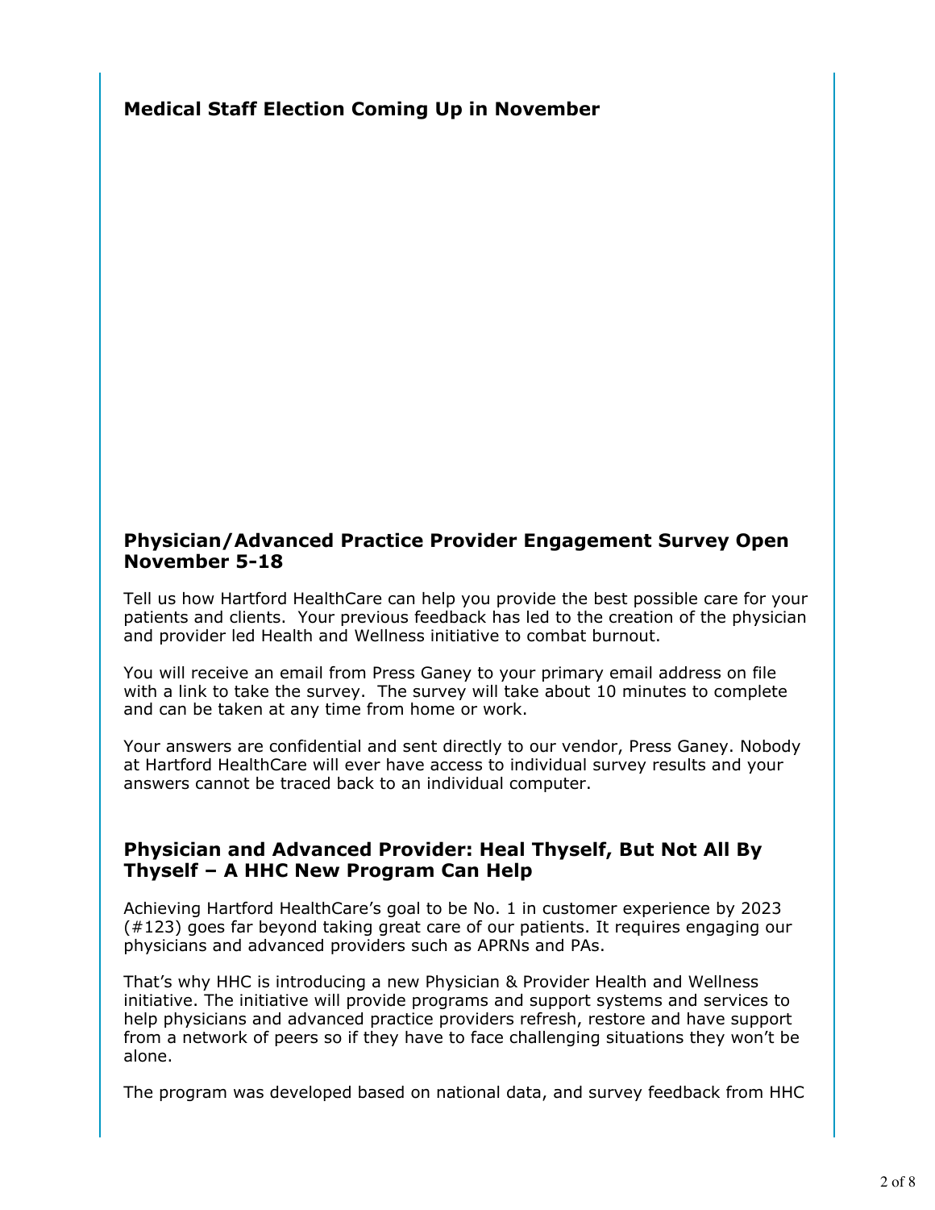## Medical Staff Election Coming Up in November

## Physician/Advanced Practice Provider Engagement Survey Open November 5-18

Tell us how Hartford HealthCare can help you provide the best possible care for your patients and clients. Your previous feedback has led to the creation of the physician and provider led Health and Wellness initiative to combat burnout.

You will receive an email from Press Ganey to your primary email address on file with a link to take the survey. The survey will take about 10 minutes to complete and can be taken at any time from home or work.

Your answers are confidential and sent directly to our vendor, Press Ganey. Nobody at Hartford HealthCare will ever have access to individual survey results and your answers cannot be traced back to an individual computer.

## Physician and Advanced Provider: Heal Thyself, But Not All By Thyself – A HHC New Program Can Help

Achieving Hartford HealthCare's goal to be No. 1 in customer experience by 2023 (#123) goes far beyond taking great care of our patients. It requires engaging our physicians and advanced providers such as APRNs and PAs.

That's why HHC is introducing a new Physician & Provider Health and Wellness initiative. The initiative will provide programs and support systems and services to help physicians and advanced practice providers refresh, restore and have support from a network of peers so if they have to face challenging situations they won't be alone.

The program was developed based on national data, and survey feedback from HHC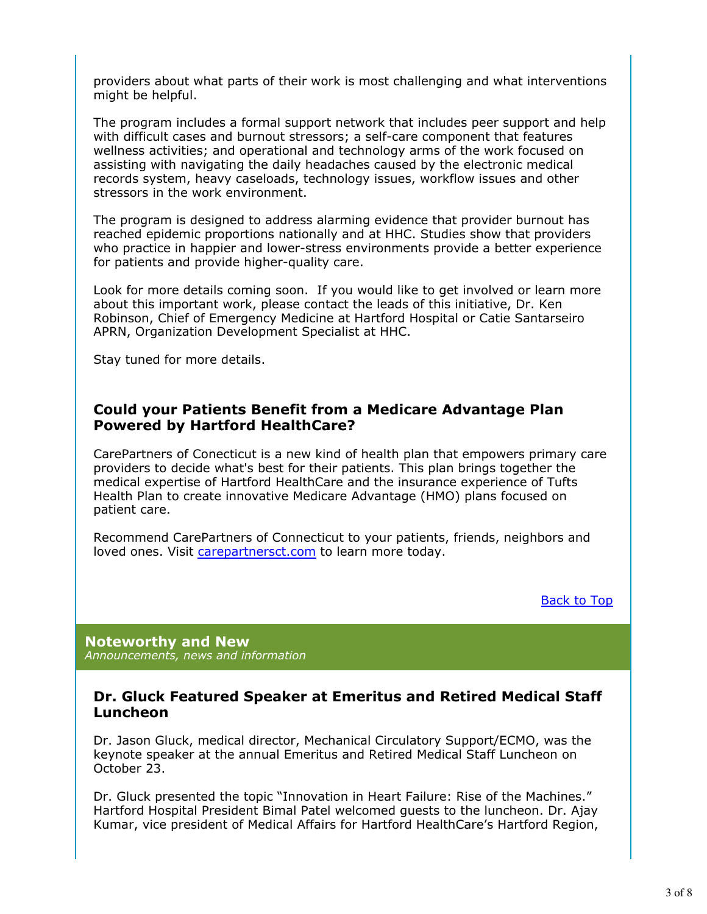providers about what parts of their work is most challenging and what interventions might be helpful.

The program includes a formal support network that includes peer support and help with difficult cases and burnout stressors; a self-care component that features wellness activities; and operational and technology arms of the work focused on assisting with navigating the daily headaches caused by the electronic medical records system, heavy caseloads, technology issues, workflow issues and other stressors in the work environment.

The program is designed to address alarming evidence that provider burnout has reached epidemic proportions nationally and at HHC. Studies show that providers who practice in happier and lower-stress environments provide a better experience for patients and provide higher-quality care.

Look for more details coming soon. If you would like to get involved or learn more about this important work, please contact the leads of this initiative, Dr. Ken Robinson, Chief of Emergency Medicine at Hartford Hospital or Catie Santarseiro APRN, Organization Development Specialist at HHC.

Stay tuned for more details.

### Could your Patients Benefit from a Medicare Advantage Plan Powered by Hartford HealthCare?

CarePartners of Conecticut is a new kind of health plan that empowers primary care providers to decide what's best for their patients. This plan brings together the medical expertise of Hartford HealthCare and the insurance experience of Tufts Health Plan to create innovative Medicare Advantage (HMO) plans focused on patient care.

Recommend CarePartners of Connecticut to your patients, friends, neighbors and loved ones. Visit carepartnersct.com to learn more today.

Back to Top

## Noteworthy and New

*Announcements, news and information*

### Dr. Gluck Featured Speaker at Emeritus and Retired Medical Staff Luncheon

Dr. Jason Gluck, medical director, Mechanical Circulatory Support/ECMO, was the keynote speaker at the annual Emeritus and Retired Medical Staff Luncheon on October 23.

Dr. Gluck presented the topic "Innovation in Heart Failure: Rise of the Machines." Hartford Hospital President Bimal Patel welcomed guests to the luncheon. Dr. Ajay Kumar, vice president of Medical Affairs for Hartford HealthCare's Hartford Region,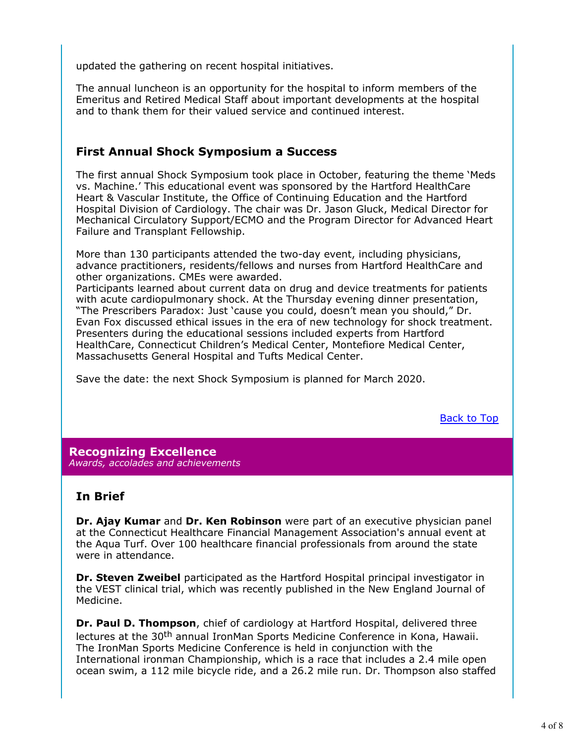updated the gathering on recent hospital initiatives.

The annual luncheon is an opportunity for the hospital to inform members of the Emeritus and Retired Medical Staff about important developments at the hospital and to thank them for their valued service and continued interest.

### First Annual Shock Symposium a Success

The first annual Shock Symposium took place in October, featuring the theme 'Meds vs. Machine.' This educational event was sponsored by the Hartford HealthCare Heart & Vascular Institute, the Office of Continuing Education and the Hartford Hospital Division of Cardiology. The chair was Dr. Jason Gluck, Medical Director for Mechanical Circulatory Support/ECMO and the Program Director for Advanced Heart Failure and Transplant Fellowship.

More than 130 participants attended the two-day event, including physicians, advance practitioners, residents/fellows and nurses from Hartford HealthCare and other organizations. CMEs were awarded.
Participants learned about current data on drug and device treatments for patients with acute cardiopulmonary shock. At the Thursday evening dinner presentation, "The Prescribers Paradox: Just 'cause you could, doesn't mean you should," Dr. Evan Fox discussed ethical issues in the era of new technology for shock treatment. Presenters during the educational sessions included experts from Hartford HealthCare, Connecticut Children's Medical Center, Montefiore Medical Center, Massachusetts General Hospital and Tufts Medical Center.

Save the date: the next Shock Symposium is planned for March 2020.

Back to Top

## Recognizing Excellence

*Awards, accolades and achievements*

### In Brief

**Dr. Ajay Kumar** and **Dr. Ken Robinson** were part of an executive physician panel at the Connecticut Healthcare Financial Management Association's annual event at the Aqua Turf. Over 100 healthcare financial professionals from around the state were in attendance.

**Dr. Steven Zweibel** participated as the Hartford Hospital principal investigator in the VEST clinical trial, which was recently published in the New England Journal of Medicine.

**Dr. Paul D. Thompson**, chief of cardiology at Hartford Hospital, delivered three lectures at the 30th annual IronMan Sports Medicine Conference in Kona, Hawaii. The IronMan Sports Medicine Conference is held in conjunction with the International ironman Championship, which is a race that includes a 2.4 mile open ocean swim, a 112 mile bicycle ride, and a 26.2 mile run. Dr. Thompson also staffed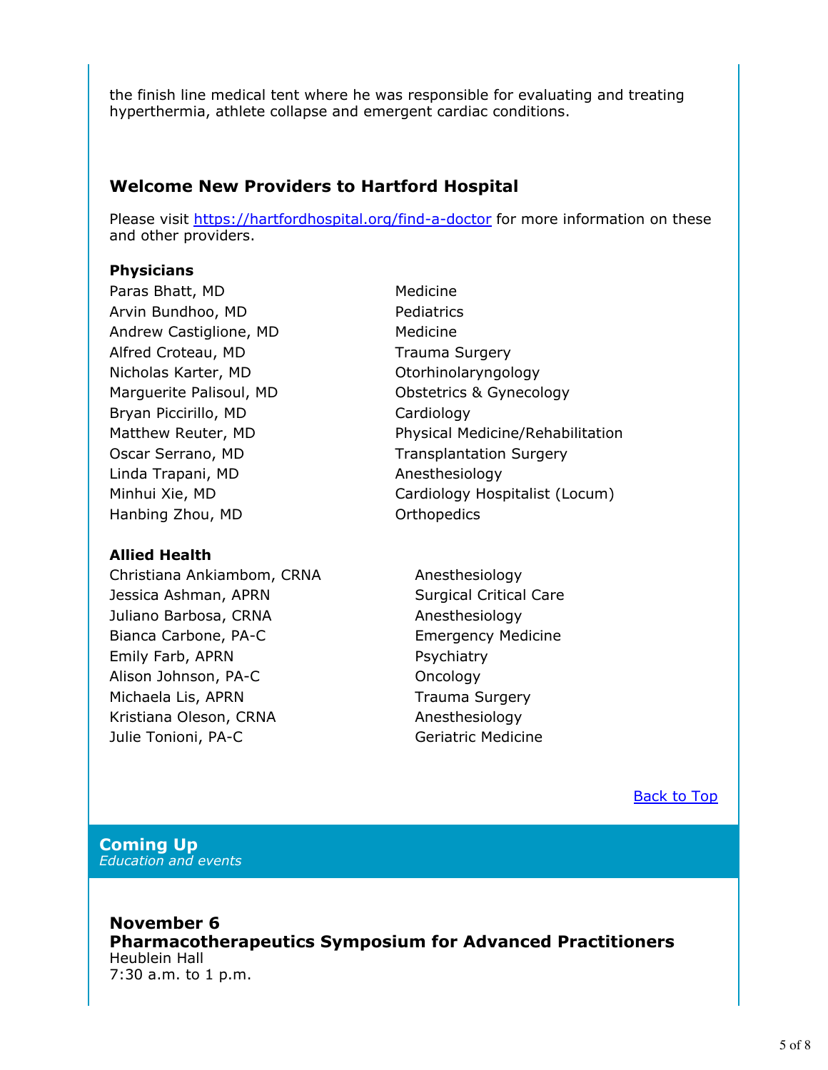the finish line medical tent where he was responsible for evaluating and treating hyperthermia, athlete collapse and emergent cardiac conditions.

### Welcome New Providers to Hartford Hospital

Please visit https://hartfordhospital.org/find-a-doctor for more information on these and other providers.

**Physicians**

| | |
|---|---|
| Paras Bhatt, MD | Medicine |
| Arvin Bundhoo, MD | Pediatrics |
| Andrew Castiglione, MD | Medicine |
| Alfred Croteau, MD | Trauma Surgery |
| Nicholas Karter, MD | Otorhinolaryngology |
| Marguerite Palisoul, MD | Obstetrics & Gynecology |
| Bryan Piccirillo, MD | Cardiology |
| Matthew Reuter, MD | Physical Medicine/Rehabilitation |
| Oscar Serrano, MD | Transplantation Surgery |
| Linda Trapani, MD | Anesthesiology |
| Minhui Xie, MD | Cardiology Hospitalist (Locum) |
| Hanbing Zhou, MD | Orthopedics |

**Allied Health**

| | |
|---|---|
| Christiana Ankiambom, CRNA | Anesthesiology |
| Jessica Ashman, APRN | Surgical Critical Care |
| Juliano Barbosa, CRNA | Anesthesiology |
| Bianca Carbone, PA-C | Emergency Medicine |
| Emily Farb, APRN | Psychiatry |
| Alison Johnson, PA-C | Oncology |
| Michaela Lis, APRN | Trauma Surgery |
| Kristiana Oleson, CRNA | Anesthesiology |
| Julie Tonioni, PA-C | Geriatric Medicine |

Back to Top

## Coming Up
*Education and events*

### November 6
### Pharmacotherapeutics Symposium for Advanced Practitioners
Heublein Hall
7:30 a.m. to 1 p.m.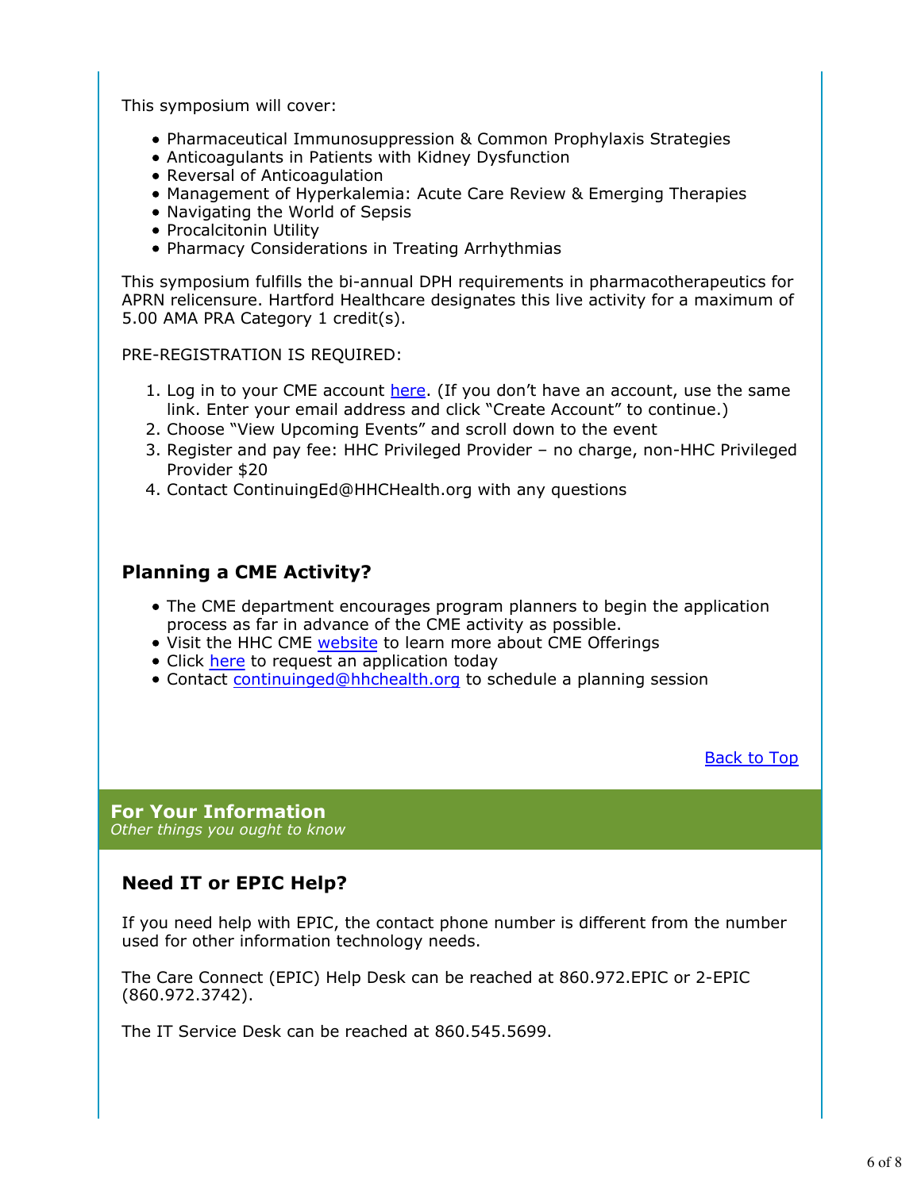This symposium will cover:

- Pharmaceutical Immunosuppression & Common Prophylaxis Strategies
- Anticoagulants in Patients with Kidney Dysfunction
- Reversal of Anticoagulation
- Management of Hyperkalemia: Acute Care Review & Emerging Therapies
- Navigating the World of Sepsis
- Procalcitonin Utility
- Pharmacy Considerations in Treating Arrhythmias

This symposium fulfills the bi-annual DPH requirements in pharmacotherapeutics for APRN relicensure. Hartford Healthcare designates this live activity for a maximum of 5.00 AMA PRA Category 1 credit(s).

PRE-REGISTRATION IS REQUIRED:

1. Log in to your CME account here. (If you don't have an account, use the same link. Enter your email address and click "Create Account" to continue.)
2. Choose "View Upcoming Events" and scroll down to the event
3. Register and pay fee: HHC Privileged Provider – no charge, non-HHC Privileged Provider $20
4. Contact ContinuingEd@HHCHealth.org with any questions

## Planning a CME Activity?

- The CME department encourages program planners to begin the application process as far in advance of the CME activity as possible.
- Visit the HHC CME website to learn more about CME Offerings
- Click here to request an application today
- Contact continuinged@hhchealth.org to schedule a planning session

Back to Top

## For Your Information

*Other things you ought to know*

### Need IT or EPIC Help?

If you need help with EPIC, the contact phone number is different from the number used for other information technology needs.

The Care Connect (EPIC) Help Desk can be reached at 860.972.EPIC or 2-EPIC (860.972.3742).

The IT Service Desk can be reached at 860.545.5699.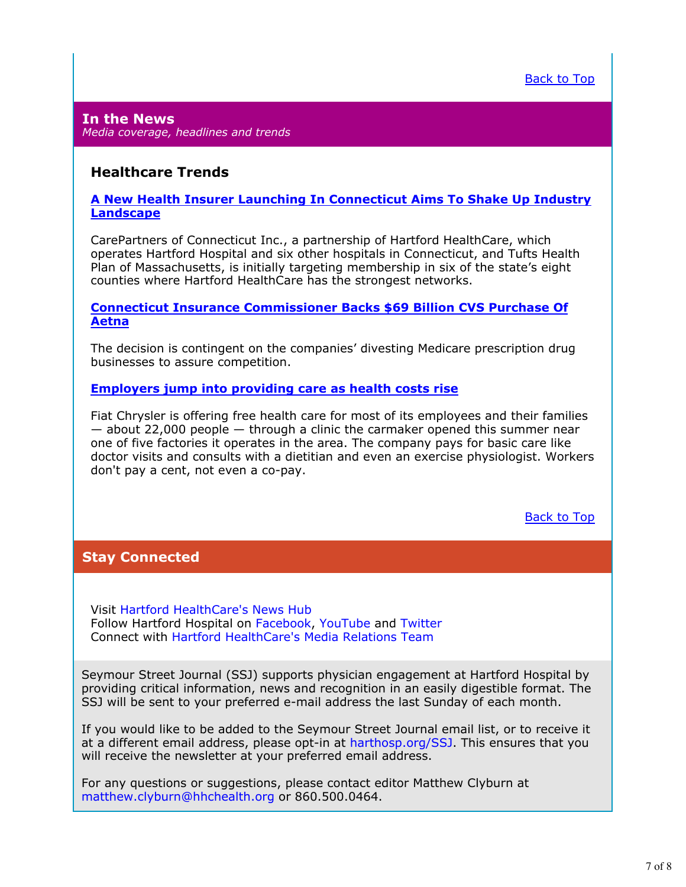Back to Top

## In the News

*Media coverage, headlines and trends*

### Healthcare Trends

**A New Health Insurer Launching In Connecticut Aims To Shake Up Industry Landscape**

CarePartners of Connecticut Inc., a partnership of Hartford HealthCare, which operates Hartford Hospital and six other hospitals in Connecticut, and Tufts Health Plan of Massachusetts, is initially targeting membership in six of the state's eight counties where Hartford HealthCare has the strongest networks.

**Connecticut Insurance Commissioner Backs $69 Billion CVS Purchase Of Aetna**

The decision is contingent on the companies' divesting Medicare prescription drug businesses to assure competition.

**Employers jump into providing care as health costs rise**

Fiat Chrysler is offering free health care for most of its employees and their families — about 22,000 people — through a clinic the carmaker opened this summer near one of five factories it operates in the area. The company pays for basic care like doctor visits and consults with a dietitian and even an exercise physiologist. Workers don't pay a cent, not even a co-pay.

Back to Top

## Stay Connected

Visit Hartford HealthCare's News Hub
Follow Hartford Hospital on Facebook, YouTube and Twitter
Connect with Hartford HealthCare's Media Relations Team

Seymour Street Journal (SSJ) supports physician engagement at Hartford Hospital by providing critical information, news and recognition in an easily digestible format. The SSJ will be sent to your preferred e-mail address the last Sunday of each month.

If you would like to be added to the Seymour Street Journal email list, or to receive it at a different email address, please opt-in at harthosp.org/SSJ. This ensures that you will receive the newsletter at your preferred email address.

For any questions or suggestions, please contact editor Matthew Clyburn at matthew.clyburn@hhchealth.org or 860.500.0464.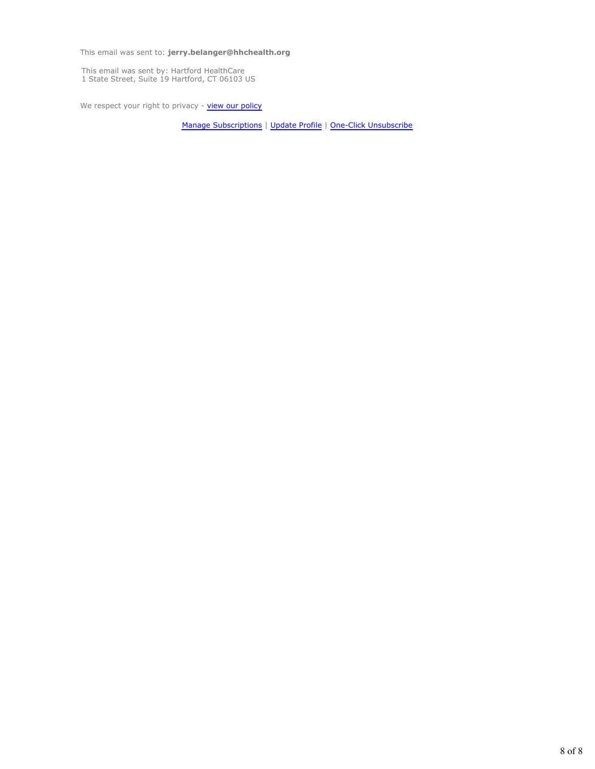This email was sent to: **jerry.belanger@hhchealth.org**

This email was sent by: Hartford HealthCare
1 State Street, Suite 19 Hartford, CT 06103 US

We respect your right to privacy - view our policy

Manage Subscriptions | Update Profile | One-Click Unsubscribe